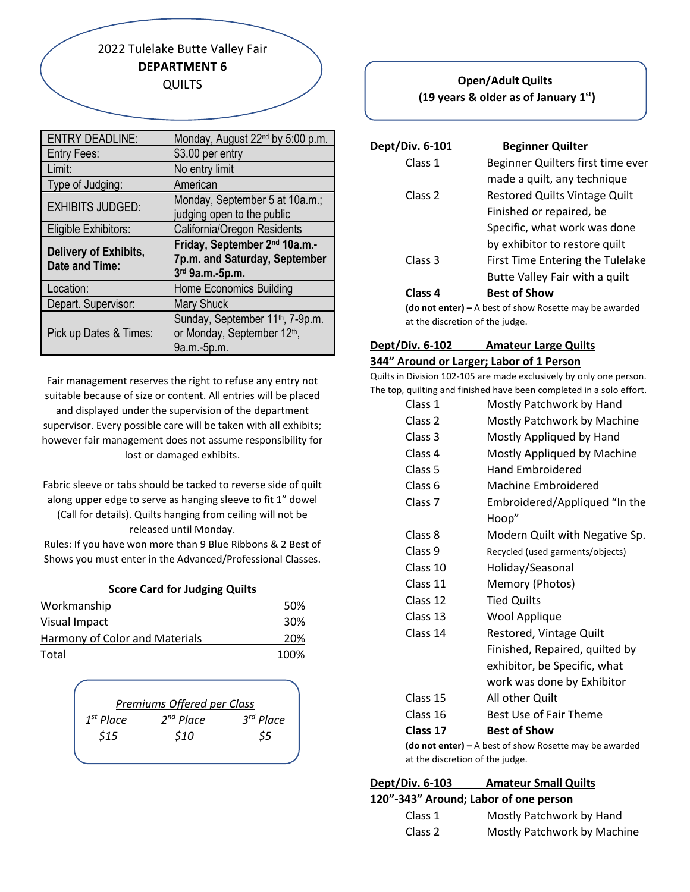2022 Tulelake Butte Valley Fair
**DEPARTMENT 6**
QUILTS

| ENTRY DEADLINE: | Monday, August 22nd by 5:00 p.m. |
|---|---|
| Entry Fees: | $3.00 per entry |
| Limit: | No entry limit |
| Type of Judging: | American |
| EXHIBITS JUDGED: | Monday, September 5 at 10a.m.; judging open to the public |
| Eligible Exhibitors: | California/Oregon Residents |
| **Delivery of Exhibits, Date and Time:** | **Friday, September 2nd 10a.m.-7p.m. and Saturday, September 3rd 9a.m.-5p.m.** |
| Location: | Home Economics Building |
| Depart. Supervisor: | Mary Shuck |
| Pick up Dates & Times: | Sunday, September 11th, 7-9p.m. or Monday, September 12th, 9a.m.-5p.m. |

Fair management reserves the right to refuse any entry not suitable because of size or content. All entries will be placed and displayed under the supervision of the department supervisor. Every possible care will be taken with all exhibits; however fair management does not assume responsibility for lost or damaged exhibits.

Fabric sleeve or tabs should be tacked to reverse side of quilt along upper edge to serve as hanging sleeve to fit 1" dowel (Call for details). Quilts hanging from ceiling will not be released until Monday.
Rules: If you have won more than 9 Blue Ribbons & 2 Best of Shows you must enter in the Advanced/Professional Classes.

**Score Card for Judging Quilts**

| | |
|---|---|
| Workmanship | 50% |
| Visual Impact | 30% |
| Harmony of Color and Materials | 20% |
| Total | 100% |

*Premiums Offered per Class*

| *1st Place* | *2nd Place* | *3rd Place* |
|---|---|---|
| *$15* | *$10* | *$5* |

**Open/Adult Quilts**
**(19 years & older as of January 1st)**

**Dept/Div. 6-101 Beginner Quilter**

- Class 1 — Beginner Quilters first time ever made a quilt, any technique
- Class 2 — Restored Quilts Vintage Quilt Finished or repaired, be Specific, what work was done by exhibitor to restore quilt
- Class 3 — First Time Entering the Tulelake Butte Valley Fair with a quilt
- **Class 4 — Best of Show**

**(do not enter) –** A best of show Rosette may be awarded at the discretion of the judge.

**Dept/Div. 6-102 Amateur Large Quilts**
**344" Around or Larger; Labor of 1 Person**

Quilts in Division 102-105 are made exclusively by only one person. The top, quilting and finished have been completed in a solo effort.

- Class 1 — Mostly Patchwork by Hand
- Class 2 — Mostly Patchwork by Machine
- Class 3 — Mostly Appliqued by Hand
- Class 4 — Mostly Appliqued by Machine
- Class 5 — Hand Embroidered
- Class 6 — Machine Embroidered
- Class 7 — Embroidered/Appliqued "In the Hoop"
- Class 8 — Modern Quilt with Negative Sp.
- Class 9 — Recycled (used garments/objects)
- Class 10 — Holiday/Seasonal
- Class 11 — Memory (Photos)
- Class 12 — Tied Quilts
- Class 13 — Wool Applique
- Class 14 — Restored, Vintage Quilt Finished, Repaired, quilted by exhibitor, be Specific, what work was done by Exhibitor
- Class 15 — All other Quilt
- Class 16 — Best Use of Fair Theme
- **Class 17 — Best of Show**

**(do not enter) –** A best of show Rosette may be awarded at the discretion of the judge.

**Dept/Div. 6-103 Amateur Small Quilts**
**120"-343" Around; Labor of one person**

- Class 1 — Mostly Patchwork by Hand
- Class 2 — Mostly Patchwork by Machine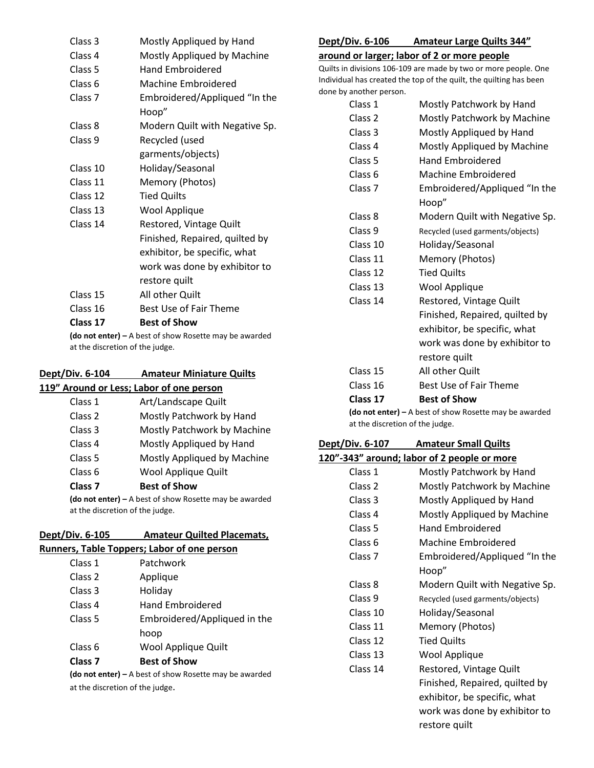| | |
|---|---|
| Class 3 | Mostly Appliqued by Hand |
| Class 4 | Mostly Appliqued by Machine |
| Class 5 | Hand Embroidered |
| Class 6 | Machine Embroidered |
| Class 7 | Embroidered/Appliqued "In the Hoop" |
| Class 8 | Modern Quilt with Negative Sp. |
| Class 9 | Recycled (used garments/objects) |
| Class 10 | Holiday/Seasonal |
| Class 11 | Memory (Photos) |
| Class 12 | Tied Quilts |
| Class 13 | Wool Applique |
| Class 14 | Restored, Vintage Quilt Finished, Repaired, quilted by exhibitor, be specific, what work was done by exhibitor to restore quilt |
| Class 15 | All other Quilt |
| Class 16 | Best Use of Fair Theme |
| **Class 17** | **Best of Show** |

**(do not enter) –** A best of show Rosette may be awarded at the discretion of the judge.

**Dept/Div. 6-104 Amateur Miniature Quilts 119" Around or Less; Labor of one person**

| | |
|---|---|
| Class 1 | Art/Landscape Quilt |
| Class 2 | Mostly Patchwork by Hand |
| Class 3 | Mostly Patchwork by Machine |
| Class 4 | Mostly Appliqued by Hand |
| Class 5 | Mostly Appliqued by Machine |
| Class 6 | Wool Applique Quilt |
| **Class 7** | **Best of Show** |

**(do not enter) –** A best of show Rosette may be awarded at the discretion of the judge.

**Dept/Div. 6-105 Amateur Quilted Placemats, Runners, Table Toppers; Labor of one person**

| | |
|---|---|
| Class 1 | Patchwork |
| Class 2 | Applique |
| Class 3 | Holiday |
| Class 4 | Hand Embroidered |
| Class 5 | Embroidered/Appliqued in the hoop |
| Class 6 | Wool Applique Quilt |
| **Class 7** | **Best of Show** |

**(do not enter) –** A best of show Rosette may be awarded at the discretion of the judge.

**Dept/Div. 6-106 Amateur Large Quilts 344" around or larger; labor of 2 or more people**

Quilts in divisions 106-109 are made by two or more people. One Individual has created the top of the quilt, the quilting has been done by another person.

| | |
|---|---|
| Class 1 | Mostly Patchwork by Hand |
| Class 2 | Mostly Patchwork by Machine |
| Class 3 | Mostly Appliqued by Hand |
| Class 4 | Mostly Appliqued by Machine |
| Class 5 | Hand Embroidered |
| Class 6 | Machine Embroidered |
| Class 7 | Embroidered/Appliqued "In the Hoop" |
| Class 8 | Modern Quilt with Negative Sp. |
| Class 9 | Recycled (used garments/objects) |
| Class 10 | Holiday/Seasonal |
| Class 11 | Memory (Photos) |
| Class 12 | Tied Quilts |
| Class 13 | Wool Applique |
| Class 14 | Restored, Vintage Quilt Finished, Repaired, quilted by exhibitor, be specific, what work was done by exhibitor to restore quilt |
| Class 15 | All other Quilt |
| Class 16 | Best Use of Fair Theme |
| **Class 17** | **Best of Show** |

**(do not enter) –** A best of show Rosette may be awarded at the discretion of the judge.

**Dept/Div. 6-107 Amateur Small Quilts 120"-343" around; labor of 2 people or more**

| | |
|---|---|
| Class 1 | Mostly Patchwork by Hand |
| Class 2 | Mostly Patchwork by Machine |
| Class 3 | Mostly Appliqued by Hand |
| Class 4 | Mostly Appliqued by Machine |
| Class 5 | Hand Embroidered |
| Class 6 | Machine Embroidered |
| Class 7 | Embroidered/Appliqued "In the Hoop" |
| Class 8 | Modern Quilt with Negative Sp. |
| Class 9 | Recycled (used garments/objects) |
| Class 10 | Holiday/Seasonal |
| Class 11 | Memory (Photos) |
| Class 12 | Tied Quilts |
| Class 13 | Wool Applique |
| Class 14 | Restored, Vintage Quilt Finished, Repaired, quilted by exhibitor, be specific, what work was done by exhibitor to restore quilt |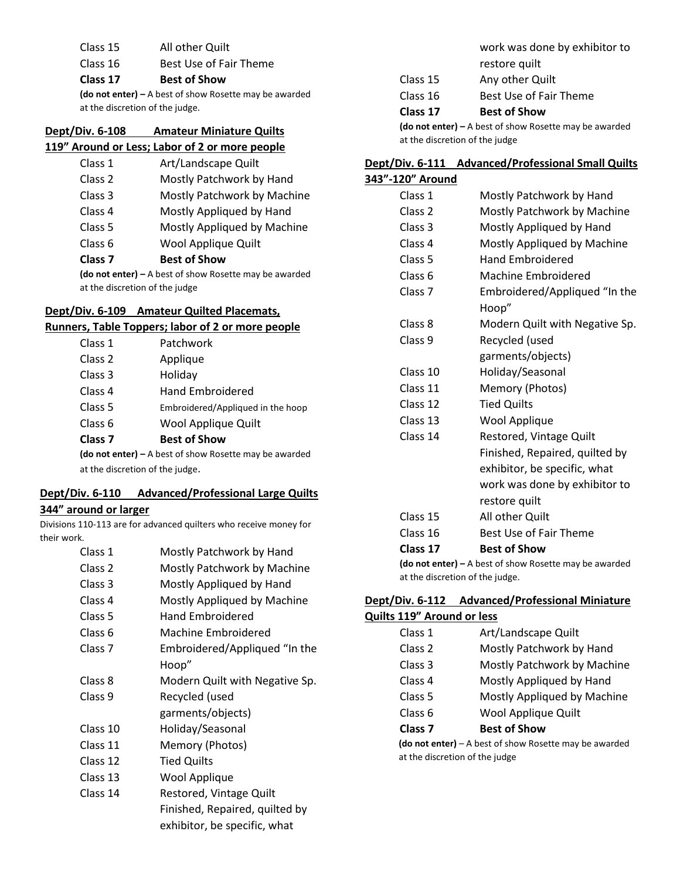| | |
|---|---|
| Class 15 | All other Quilt |
| Class 16 | Best Use of Fair Theme |
| **Class 17** | **Best of Show** |

**(do not enter) –** A best of show Rosette may be awarded at the discretion of the judge.

## Dept/Div. 6-108 Amateur Miniature Quilts 119" Around or Less; Labor of 2 or more people

| | |
|---|---|
| Class 1 | Art/Landscape Quilt |
| Class 2 | Mostly Patchwork by Hand |
| Class 3 | Mostly Patchwork by Machine |
| Class 4 | Mostly Appliqued by Hand |
| Class 5 | Mostly Appliqued by Machine |
| Class 6 | Wool Applique Quilt |
| **Class 7** | **Best of Show** |

**(do not enter) –** A best of show Rosette may be awarded at the discretion of the judge

## Dept/Div. 6-109 Amateur Quilted Placemats, Runners, Table Toppers; labor of 2 or more people

| | |
|---|---|
| Class 1 | Patchwork |
| Class 2 | Applique |
| Class 3 | Holiday |
| Class 4 | Hand Embroidered |
| Class 5 | Embroidered/Appliqued in the hoop |
| Class 6 | Wool Applique Quilt |
| **Class 7** | **Best of Show** |

**(do not enter) –** A best of show Rosette may be awarded at the discretion of the judge.

## Dept/Div. 6-110 Advanced/Professional Large Quilts 344" around or larger

Divisions 110-113 are for advanced quilters who receive money for their work.

| | |
|---|---|
| Class 1 | Mostly Patchwork by Hand |
| Class 2 | Mostly Patchwork by Machine |
| Class 3 | Mostly Appliqued by Hand |
| Class 4 | Mostly Appliqued by Machine |
| Class 5 | Hand Embroidered |
| Class 6 | Machine Embroidered |
| Class 7 | Embroidered/Appliqued "In the Hoop" |
| Class 8 | Modern Quilt with Negative Sp. |
| Class 9 | Recycled (used garments/objects) |
| Class 10 | Holiday/Seasonal |
| Class 11 | Memory (Photos) |
| Class 12 | Tied Quilts |
| Class 13 | Wool Applique |
| Class 14 | Restored, Vintage Quilt Finished, Repaired, quilted by exhibitor, be specific, what work was done by exhibitor to restore quilt |
| Class 15 | Any other Quilt |
| Class 16 | Best Use of Fair Theme |
| **Class 17** | **Best of Show** |

**(do not enter) –** A best of show Rosette may be awarded at the discretion of the judge

## Dept/Div. 6-111 Advanced/Professional Small Quilts 343"-120" Around

| | |
|---|---|
| Class 1 | Mostly Patchwork by Hand |
| Class 2 | Mostly Patchwork by Machine |
| Class 3 | Mostly Appliqued by Hand |
| Class 4 | Mostly Appliqued by Machine |
| Class 5 | Hand Embroidered |
| Class 6 | Machine Embroidered |
| Class 7 | Embroidered/Appliqued "In the Hoop" |
| Class 8 | Modern Quilt with Negative Sp. |
| Class 9 | Recycled (used garments/objects) |
| Class 10 | Holiday/Seasonal |
| Class 11 | Memory (Photos) |
| Class 12 | Tied Quilts |
| Class 13 | Wool Applique |
| Class 14 | Restored, Vintage Quilt Finished, Repaired, quilted by exhibitor, be specific, what work was done by exhibitor to restore quilt |
| Class 15 | All other Quilt |
| Class 16 | Best Use of Fair Theme |
| **Class 17** | **Best of Show** |

**(do not enter) –** A best of show Rosette may be awarded at the discretion of the judge.

## Dept/Div. 6-112 Advanced/Professional Miniature Quilts 119" Around or less

| | |
|---|---|
| Class 1 | Art/Landscape Quilt |
| Class 2 | Mostly Patchwork by Hand |
| Class 3 | Mostly Patchwork by Machine |
| Class 4 | Mostly Appliqued by Hand |
| Class 5 | Mostly Appliqued by Machine |
| Class 6 | Wool Applique Quilt |
| **Class 7** | **Best of Show** |

**(do not enter)** – A best of show Rosette may be awarded at the discretion of the judge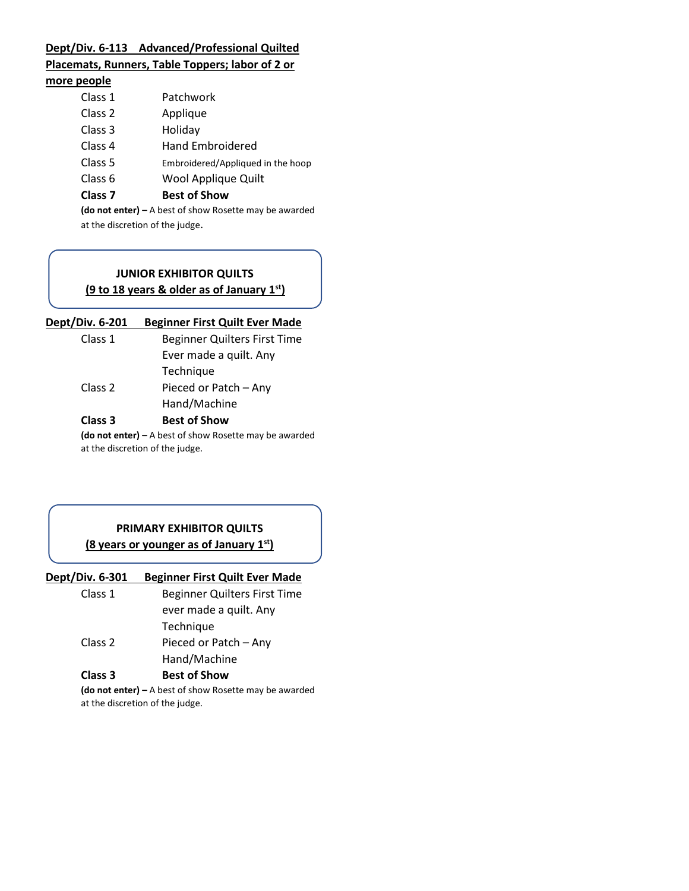**Dept/Div. 6-113 Advanced/Professional Quilted Placemats, Runners, Table Toppers; labor of 2 or more people**

| | |
|---|---|
| Class 1 | Patchwork |
| Class 2 | Applique |
| Class 3 | Holiday |
| Class 4 | Hand Embroidered |
| Class 5 | Embroidered/Appliqued in the hoop |
| Class 6 | Wool Applique Quilt |
| **Class 7** | **Best of Show** |

**(do not enter) –** A best of show Rosette may be awarded at the discretion of the judge.

## JUNIOR EXHIBITOR QUILTS
**(9 to 18 years & older as of January 1st)**

**Dept/Div. 6-201 Beginner First Quilt Ever Made**

| | |
|---|---|
| Class 1 | Beginner Quilters First Time Ever made a quilt. Any Technique |
| Class 2 | Pieced or Patch – Any Hand/Machine |
| **Class 3** | **Best of Show** |

**(do not enter) –** A best of show Rosette may be awarded at the discretion of the judge.

## PRIMARY EXHIBITOR QUILTS
**(8 years or younger as of January 1st)**

**Dept/Div. 6-301 Beginner First Quilt Ever Made**

| | |
|---|---|
| Class 1 | Beginner Quilters First Time ever made a quilt. Any Technique |
| Class 2 | Pieced or Patch – Any Hand/Machine |
| **Class 3** | **Best of Show** |

**(do not enter) –** A best of show Rosette may be awarded at the discretion of the judge.